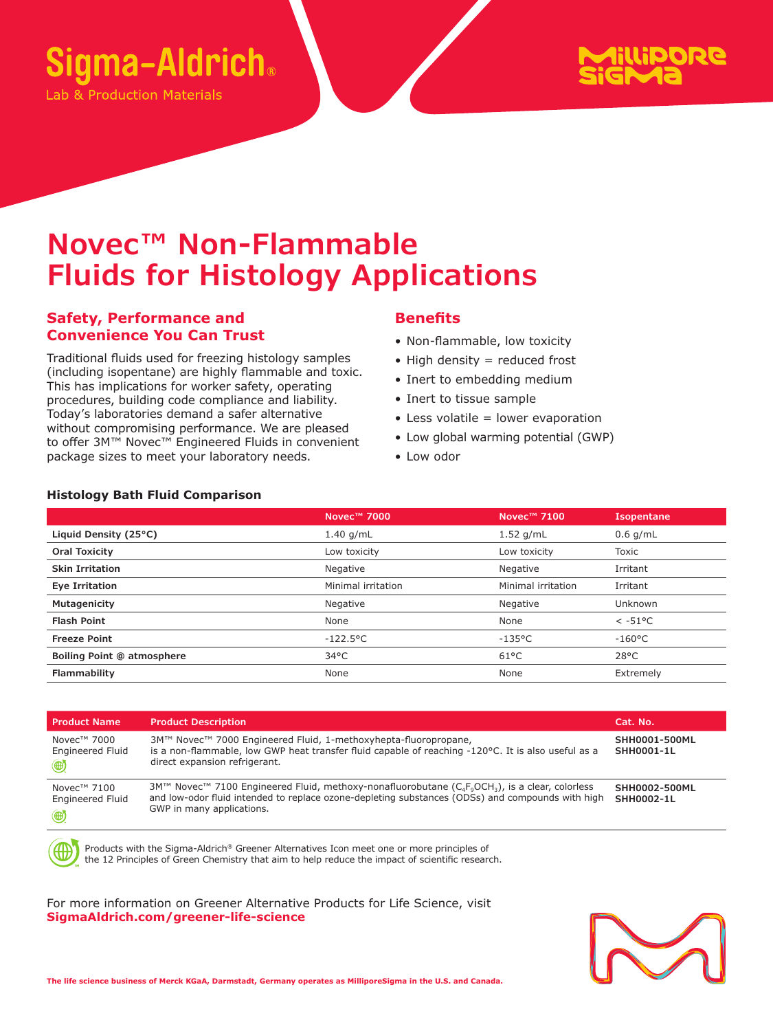Sigma-Aldrich®

Lab & Production Materials

MilliporeSigma

# Novec™ Non-Flammable Fluids for Histology Applications

## Safety, Performance and Convenience You Can Trust

Traditional fluids used for freezing histology samples (including isopentane) are highly flammable and toxic. This has implications for worker safety, operating procedures, building code compliance and liability. Today's laboratories demand a safer alternative without compromising performance. We are pleased to offer 3M™ Novec™ Engineered Fluids in convenient package sizes to meet your laboratory needs.

## Benefits

- Non-flammable, low toxicity
- High density = reduced frost
- Inert to embedding medium
- Inert to tissue sample
- Less volatile = lower evaporation
- Low global warming potential (GWP)
- Low odor

### Histology Bath Fluid Comparison

| | Novec™ 7000 | Novec™ 7100 | Isopentane |
|---|---|---|---|
| **Liquid Density (25°C)** | 1.40 g/mL | 1.52 g/mL | 0.6 g/mL |
| **Oral Toxicity** | Low toxicity | Low toxicity | Toxic |
| **Skin Irritation** | Negative | Negative | Irritant |
| **Eye Irritation** | Minimal irritation | Minimal irritation | Irritant |
| **Mutagenicity** | Negative | Negative | Unknown |
| **Flash Point** | None | None | < -51°C |
| **Freeze Point** | -122.5°C | -135°C | -160°C |
| **Boiling Point @ atmosphere** | 34°C | 61°C | 28°C |
| **Flammability** | None | None | Extremely |

| Product Name | Product Description | Cat. No. |
|---|---|---|
| Novec™ 7000 Engineered Fluid | 3M™ Novec™ 7000 Engineered Fluid, 1-methoxyhepta-fluoropropane, is a non-flammable, low GWP heat transfer fluid capable of reaching -120°C. It is also useful as a direct expansion refrigerant. | **SHH0001-500ML** **SHH0001-1L** |
| Novec™ 7100 Engineered Fluid | 3M™ Novec™ 7100 Engineered Fluid, methoxy-nonafluorobutane ($C_4F_9OCH_3$), is a clear, colorless and low-odor fluid intended to replace ozone-depleting substances (ODSs) and compounds with high GWP in many applications. | **SHH0002-500ML** **SHH0002-1L** |

Products with the Sigma-Aldrich® Greener Alternatives Icon meet one or more principles of the 12 Principles of Green Chemistry that aim to help reduce the impact of scientific research.

For more information on Greener Alternative Products for Life Science, visit **SigmaAldrich.com/greener-life-science**

**The life science business of Merck KGaA, Darmstadt, Germany operates as MilliporeSigma in the U.S. and Canada.**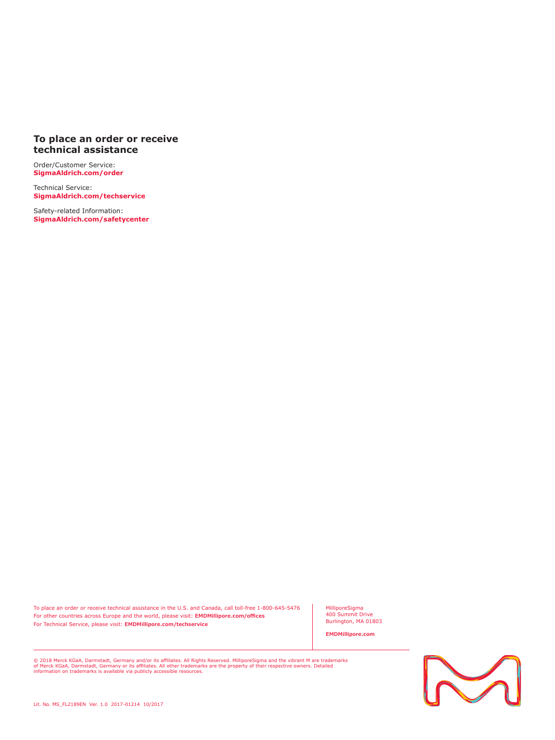## To place an order or receive technical assistance

Order/Customer Service:
**SigmaAldrich.com/order**

Technical Service:
**SigmaAldrich.com/techservice**

Safety-related Information:
**SigmaAldrich.com/safetycenter**

To place an order or receive technical assistance in the U.S. and Canada, call toll-free 1-800-645-5476
For other countries across Europe and the world, please visit: **EMDMillipore.com/offices**
For Technical Service, please visit: **EMDMillipore.com/techservice**

MilliporeSigma
400 Summit Drive
Burlington, MA 01803

**EMDMillipore.com**

© 2018 Merck KGaA, Darmstadt, Germany and/or its affiliates. All Rights Reserved. MilliporeSigma and the vibrant M are trademarks of Merck KGaA, Darmstadt, Germany or its affiliates. All other trademarks are the property of their respective owners. Detailed information on trademarks is available via publicly accessible resources.

Lit. No. MS_FL2189EN Ver. 1.0 2017-01214 10/2017